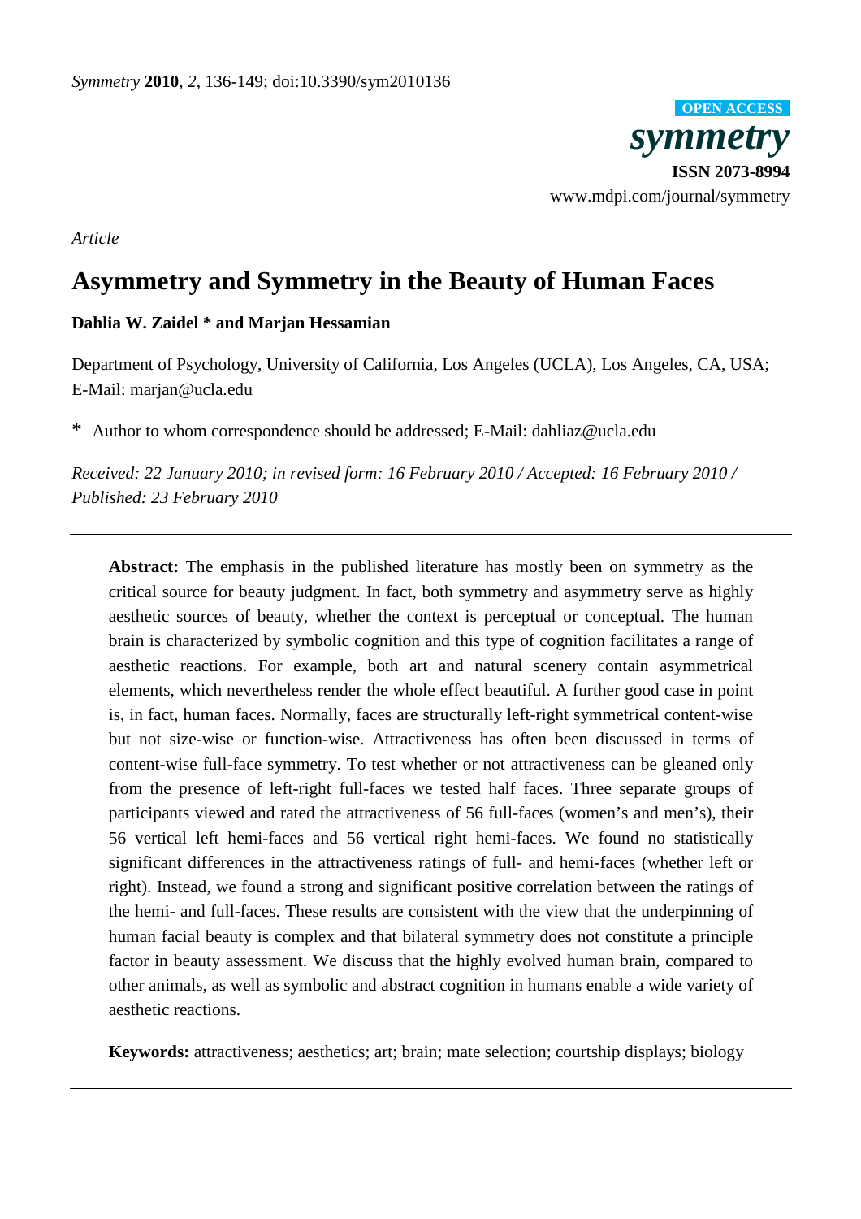*Symmetry* **2010**, *2*, 136-149; doi:10.3390/sym2010136

OPEN ACCESS

***symmetry***

**ISSN 2073-8994**

www.mdpi.com/journal/symmetry

*Article*

# Asymmetry and Symmetry in the Beauty of Human Faces

**Dahlia W. Zaidel * and Marjan Hessamian**

Department of Psychology, University of California, Los Angeles (UCLA), Los Angeles, CA, USA; E-Mail: marjan@ucla.edu

\* Author to whom correspondence should be addressed; E-Mail: dahliaz@ucla.edu

*Received: 22 January 2010; in revised form: 16 February 2010 / Accepted: 16 February 2010 / Published: 23 February 2010*

---

**Abstract:** The emphasis in the published literature has mostly been on symmetry as the critical source for beauty judgment. In fact, both symmetry and asymmetry serve as highly aesthetic sources of beauty, whether the context is perceptual or conceptual. The human brain is characterized by symbolic cognition and this type of cognition facilitates a range of aesthetic reactions. For example, both art and natural scenery contain asymmetrical elements, which nevertheless render the whole effect beautiful. A further good case in point is, in fact, human faces. Normally, faces are structurally left-right symmetrical content-wise but not size-wise or function-wise. Attractiveness has often been discussed in terms of content-wise full-face symmetry. To test whether or not attractiveness can be gleaned only from the presence of left-right full-faces we tested half faces. Three separate groups of participants viewed and rated the attractiveness of 56 full-faces (women's and men's), their 56 vertical left hemi-faces and 56 vertical right hemi-faces. We found no statistically significant differences in the attractiveness ratings of full- and hemi-faces (whether left or right). Instead, we found a strong and significant positive correlation between the ratings of the hemi- and full-faces. These results are consistent with the view that the underpinning of human facial beauty is complex and that bilateral symmetry does not constitute a principle factor in beauty assessment. We discuss that the highly evolved human brain, compared to other animals, as well as symbolic and abstract cognition in humans enable a wide variety of aesthetic reactions.

**Keywords:** attractiveness; aesthetics; art; brain; mate selection; courtship displays; biology

---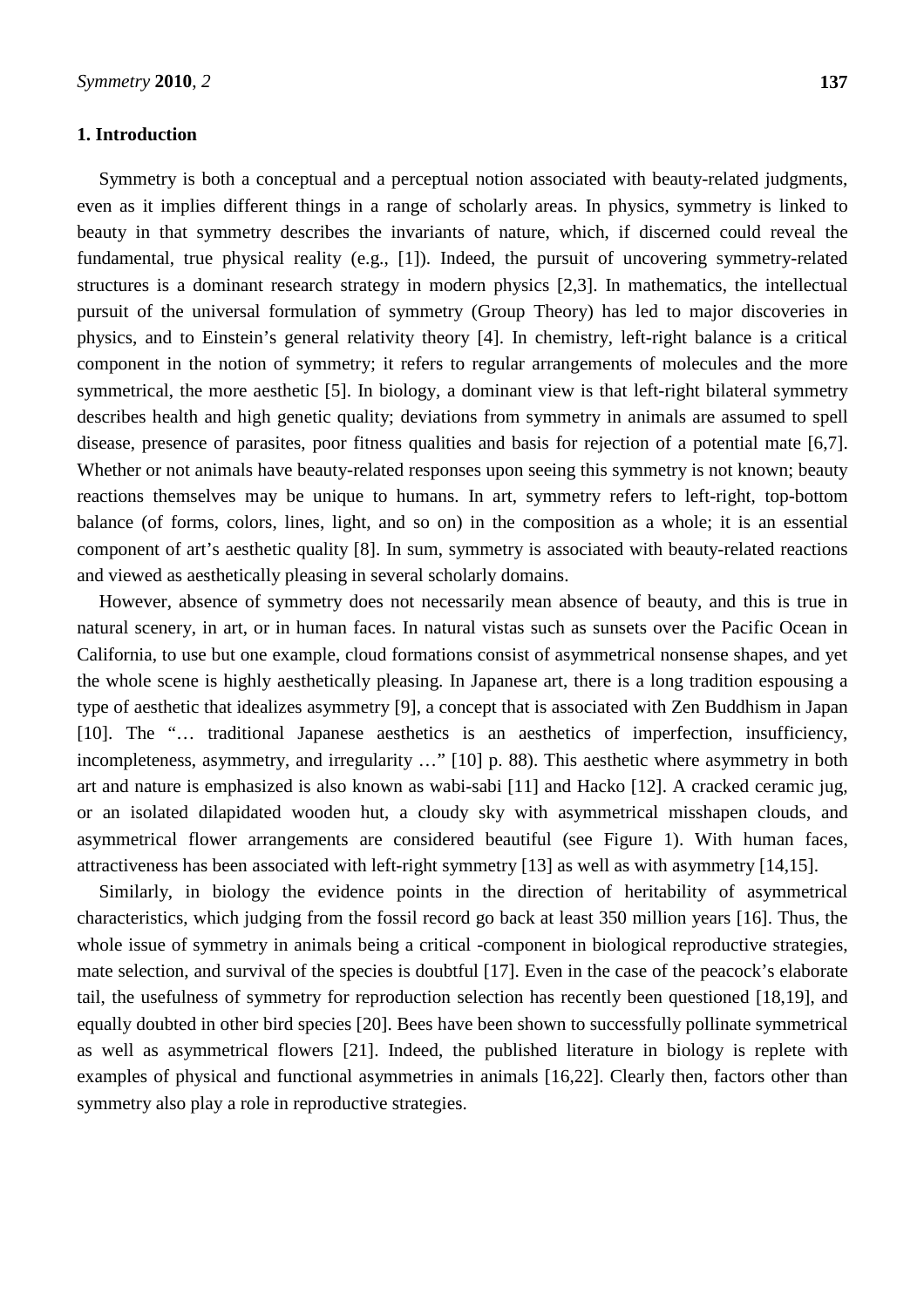## 1. Introduction

Symmetry is both a conceptual and a perceptual notion associated with beauty-related judgments, even as it implies different things in a range of scholarly areas. In physics, symmetry is linked to beauty in that symmetry describes the invariants of nature, which, if discerned could reveal the fundamental, true physical reality (e.g., [1]). Indeed, the pursuit of uncovering symmetry-related structures is a dominant research strategy in modern physics [2,3]. In mathematics, the intellectual pursuit of the universal formulation of symmetry (Group Theory) has led to major discoveries in physics, and to Einstein's general relativity theory [4]. In chemistry, left-right balance is a critical component in the notion of symmetry; it refers to regular arrangements of molecules and the more symmetrical, the more aesthetic [5]. In biology, a dominant view is that left-right bilateral symmetry describes health and high genetic quality; deviations from symmetry in animals are assumed to spell disease, presence of parasites, poor fitness qualities and basis for rejection of a potential mate [6,7]. Whether or not animals have beauty-related responses upon seeing this symmetry is not known; beauty reactions themselves may be unique to humans. In art, symmetry refers to left-right, top-bottom balance (of forms, colors, lines, light, and so on) in the composition as a whole; it is an essential component of art's aesthetic quality [8]. In sum, symmetry is associated with beauty-related reactions and viewed as aesthetically pleasing in several scholarly domains.

However, absence of symmetry does not necessarily mean absence of beauty, and this is true in natural scenery, in art, or in human faces. In natural vistas such as sunsets over the Pacific Ocean in California, to use but one example, cloud formations consist of asymmetrical nonsense shapes, and yet the whole scene is highly aesthetically pleasing. In Japanese art, there is a long tradition espousing a type of aesthetic that idealizes asymmetry [9], a concept that is associated with Zen Buddhism in Japan [10]. The "… traditional Japanese aesthetics is an aesthetics of imperfection, insufficiency, incompleteness, asymmetry, and irregularity …" [10] p. 88). This aesthetic where asymmetry in both art and nature is emphasized is also known as wabi-sabi [11] and Hacko [12]. A cracked ceramic jug, or an isolated dilapidated wooden hut, a cloudy sky with asymmetrical misshapen clouds, and asymmetrical flower arrangements are considered beautiful (see Figure 1). With human faces, attractiveness has been associated with left-right symmetry [13] as well as with asymmetry [14,15].

Similarly, in biology the evidence points in the direction of heritability of asymmetrical characteristics, which judging from the fossil record go back at least 350 million years [16]. Thus, the whole issue of symmetry in animals being a critical -component in biological reproductive strategies, mate selection, and survival of the species is doubtful [17]. Even in the case of the peacock's elaborate tail, the usefulness of symmetry for reproduction selection has recently been questioned [18,19], and equally doubted in other bird species [20]. Bees have been shown to successfully pollinate symmetrical as well as asymmetrical flowers [21]. Indeed, the published literature in biology is replete with examples of physical and functional asymmetries in animals [16,22]. Clearly then, factors other than symmetry also play a role in reproductive strategies.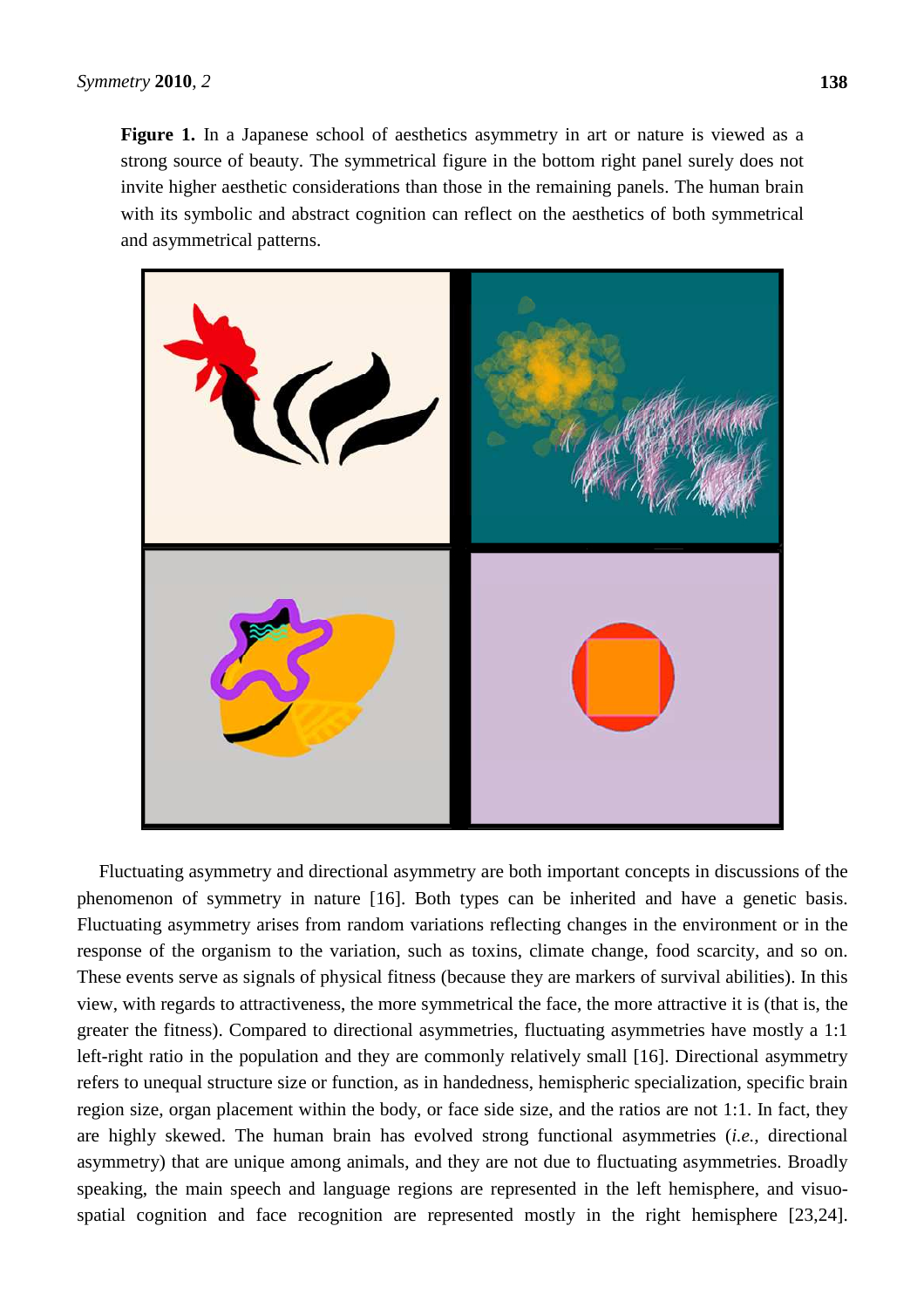**Figure 1.** In a Japanese school of aesthetics asymmetry in art or nature is viewed as a strong source of beauty. The symmetrical figure in the bottom right panel surely does not invite higher aesthetic considerations than those in the remaining panels. The human brain with its symbolic and abstract cognition can reflect on the aesthetics of both symmetrical and asymmetrical patterns.

Fluctuating asymmetry and directional asymmetry are both important concepts in discussions of the phenomenon of symmetry in nature [16]. Both types can be inherited and have a genetic basis. Fluctuating asymmetry arises from random variations reflecting changes in the environment or in the response of the organism to the variation, such as toxins, climate change, food scarcity, and so on. These events serve as signals of physical fitness (because they are markers of survival abilities). In this view, with regards to attractiveness, the more symmetrical the face, the more attractive it is (that is, the greater the fitness). Compared to directional asymmetries, fluctuating asymmetries have mostly a 1:1 left-right ratio in the population and they are commonly relatively small [16]. Directional asymmetry refers to unequal structure size or function, as in handedness, hemispheric specialization, specific brain region size, organ placement within the body, or face side size, and the ratios are not 1:1. In fact, they are highly skewed. The human brain has evolved strong functional asymmetries (*i.e.*, directional asymmetry) that are unique among animals, and they are not due to fluctuating asymmetries. Broadly speaking, the main speech and language regions are represented in the left hemisphere, and visuo-spatial cognition and face recognition are represented mostly in the right hemisphere [23,24].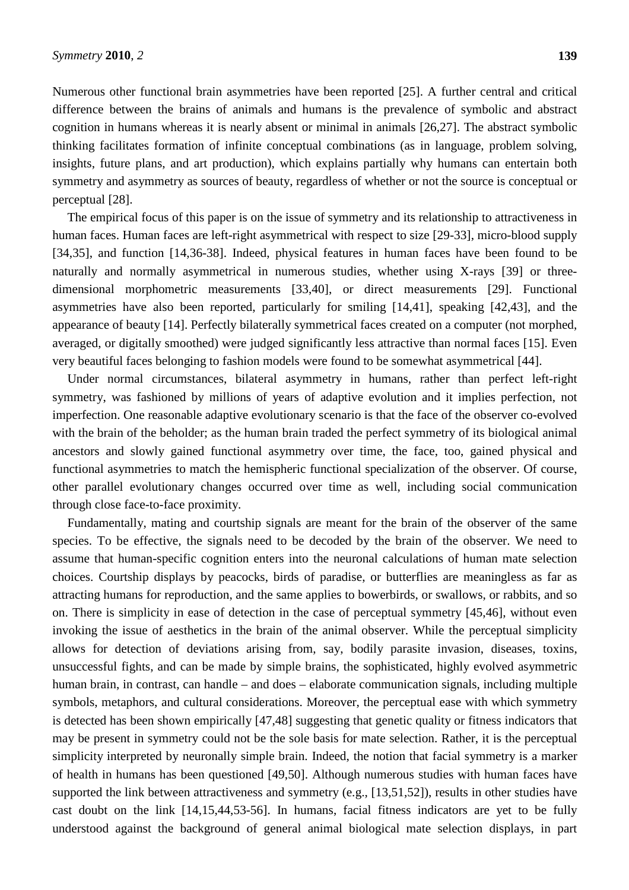Numerous other functional brain asymmetries have been reported [25]. A further central and critical difference between the brains of animals and humans is the prevalence of symbolic and abstract cognition in humans whereas it is nearly absent or minimal in animals [26,27]. The abstract symbolic thinking facilitates formation of infinite conceptual combinations (as in language, problem solving, insights, future plans, and art production), which explains partially why humans can entertain both symmetry and asymmetry as sources of beauty, regardless of whether or not the source is conceptual or perceptual [28].

The empirical focus of this paper is on the issue of symmetry and its relationship to attractiveness in human faces. Human faces are left-right asymmetrical with respect to size [29-33], micro-blood supply [34,35], and function [14,36-38]. Indeed, physical features in human faces have been found to be naturally and normally asymmetrical in numerous studies, whether using X-rays [39] or three-dimensional morphometric measurements [33,40], or direct measurements [29]. Functional asymmetries have also been reported, particularly for smiling [14,41], speaking [42,43], and the appearance of beauty [14]. Perfectly bilaterally symmetrical faces created on a computer (not morphed, averaged, or digitally smoothed) were judged significantly less attractive than normal faces [15]. Even very beautiful faces belonging to fashion models were found to be somewhat asymmetrical [44].

Under normal circumstances, bilateral asymmetry in humans, rather than perfect left-right symmetry, was fashioned by millions of years of adaptive evolution and it implies perfection, not imperfection. One reasonable adaptive evolutionary scenario is that the face of the observer co-evolved with the brain of the beholder; as the human brain traded the perfect symmetry of its biological animal ancestors and slowly gained functional asymmetry over time, the face, too, gained physical and functional asymmetries to match the hemispheric functional specialization of the observer. Of course, other parallel evolutionary changes occurred over time as well, including social communication through close face-to-face proximity.

Fundamentally, mating and courtship signals are meant for the brain of the observer of the same species. To be effective, the signals need to be decoded by the brain of the observer. We need to assume that human-specific cognition enters into the neuronal calculations of human mate selection choices. Courtship displays by peacocks, birds of paradise, or butterflies are meaningless as far as attracting humans for reproduction, and the same applies to bowerbirds, or swallows, or rabbits, and so on. There is simplicity in ease of detection in the case of perceptual symmetry [45,46], without even invoking the issue of aesthetics in the brain of the animal observer. While the perceptual simplicity allows for detection of deviations arising from, say, bodily parasite invasion, diseases, toxins, unsuccessful fights, and can be made by simple brains, the sophisticated, highly evolved asymmetric human brain, in contrast, can handle – and does – elaborate communication signals, including multiple symbols, metaphors, and cultural considerations. Moreover, the perceptual ease with which symmetry is detected has been shown empirically [47,48] suggesting that genetic quality or fitness indicators that may be present in symmetry could not be the sole basis for mate selection. Rather, it is the perceptual simplicity interpreted by neuronally simple brain. Indeed, the notion that facial symmetry is a marker of health in humans has been questioned [49,50]. Although numerous studies with human faces have supported the link between attractiveness and symmetry (e.g., [13,51,52]), results in other studies have cast doubt on the link [14,15,44,53-56]. In humans, facial fitness indicators are yet to be fully understood against the background of general animal biological mate selection displays, in part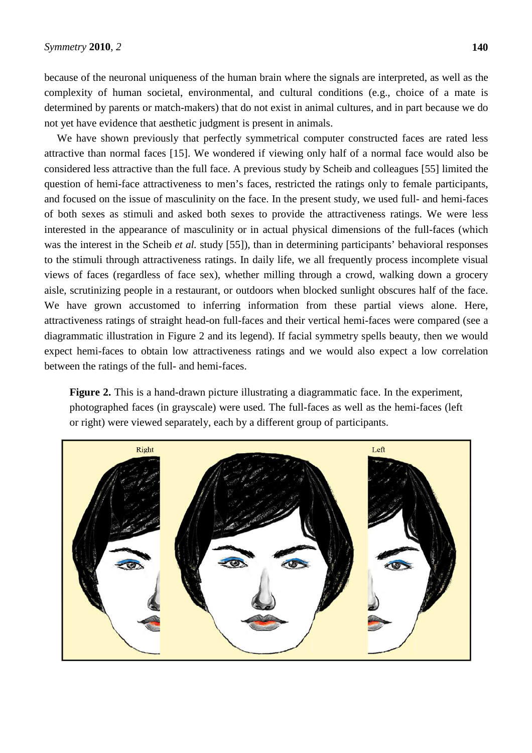because of the neuronal uniqueness of the human brain where the signals are interpreted, as well as the complexity of human societal, environmental, and cultural conditions (e.g., choice of a mate is determined by parents or match-makers) that do not exist in animal cultures, and in part because we do not yet have evidence that aesthetic judgment is present in animals.

We have shown previously that perfectly symmetrical computer constructed faces are rated less attractive than normal faces [15]. We wondered if viewing only half of a normal face would also be considered less attractive than the full face. A previous study by Scheib and colleagues [55] limited the question of hemi-face attractiveness to men's faces, restricted the ratings only to female participants, and focused on the issue of masculinity on the face. In the present study, we used full- and hemi-faces of both sexes as stimuli and asked both sexes to provide the attractiveness ratings. We were less interested in the appearance of masculinity or in actual physical dimensions of the full-faces (which was the interest in the Scheib *et al.* study [55]), than in determining participants' behavioral responses to the stimuli through attractiveness ratings. In daily life, we all frequently process incomplete visual views of faces (regardless of face sex), whether milling through a crowd, walking down a grocery aisle, scrutinizing people in a restaurant, or outdoors when blocked sunlight obscures half of the face. We have grown accustomed to inferring information from these partial views alone. Here, attractiveness ratings of straight head-on full-faces and their vertical hemi-faces were compared (see a diagrammatic illustration in Figure 2 and its legend). If facial symmetry spells beauty, then we would expect hemi-faces to obtain low attractiveness ratings and we would also expect a low correlation between the ratings of the full- and hemi-faces.

**Figure 2.** This is a hand-drawn picture illustrating a diagrammatic face. In the experiment, photographed faces (in grayscale) were used. The full-faces as well as the hemi-faces (left or right) were viewed separately, each by a different group of participants.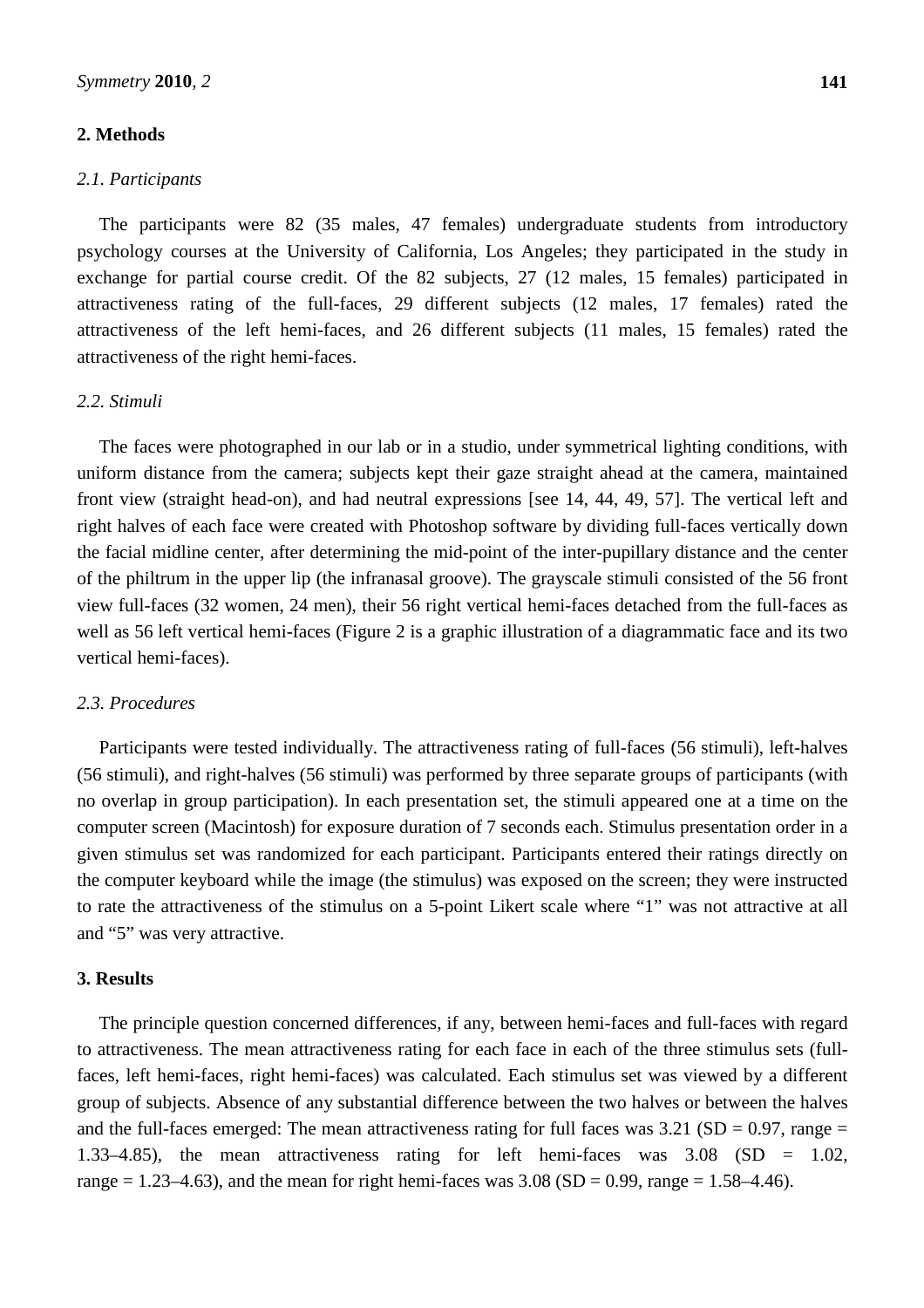## 2. Methods

### *2.1. Participants*

The participants were 82 (35 males, 47 females) undergraduate students from introductory psychology courses at the University of California, Los Angeles; they participated in the study in exchange for partial course credit. Of the 82 subjects, 27 (12 males, 15 females) participated in attractiveness rating of the full-faces, 29 different subjects (12 males, 17 females) rated the attractiveness of the left hemi-faces, and 26 different subjects (11 males, 15 females) rated the attractiveness of the right hemi-faces.

### *2.2. Stimuli*

The faces were photographed in our lab or in a studio, under symmetrical lighting conditions, with uniform distance from the camera; subjects kept their gaze straight ahead at the camera, maintained front view (straight head-on), and had neutral expressions [see 14, 44, 49, 57]. The vertical left and right halves of each face were created with Photoshop software by dividing full-faces vertically down the facial midline center, after determining the mid-point of the inter-pupillary distance and the center of the philtrum in the upper lip (the infranasal groove). The grayscale stimuli consisted of the 56 front view full-faces (32 women, 24 men), their 56 right vertical hemi-faces detached from the full-faces as well as 56 left vertical hemi-faces (Figure 2 is a graphic illustration of a diagrammatic face and its two vertical hemi-faces).

### *2.3. Procedures*

Participants were tested individually. The attractiveness rating of full-faces (56 stimuli), left-halves (56 stimuli), and right-halves (56 stimuli) was performed by three separate groups of participants (with no overlap in group participation). In each presentation set, the stimuli appeared one at a time on the computer screen (Macintosh) for exposure duration of 7 seconds each. Stimulus presentation order in a given stimulus set was randomized for each participant. Participants entered their ratings directly on the computer keyboard while the image (the stimulus) was exposed on the screen; they were instructed to rate the attractiveness of the stimulus on a 5-point Likert scale where "1" was not attractive at all and "5" was very attractive.

## 3. Results

The principle question concerned differences, if any, between hemi-faces and full-faces with regard to attractiveness. The mean attractiveness rating for each face in each of the three stimulus sets (full-faces, left hemi-faces, right hemi-faces) was calculated. Each stimulus set was viewed by a different group of subjects. Absence of any substantial difference between the two halves or between the halves and the full-faces emerged: The mean attractiveness rating for full faces was 3.21 ($SD = 0.97$, range = 1.33–4.85), the mean attractiveness rating for left hemi-faces was 3.08 ($SD = 1.02$, range = 1.23–4.63), and the mean for right hemi-faces was 3.08 ($SD = 0.99$, range = 1.58–4.46).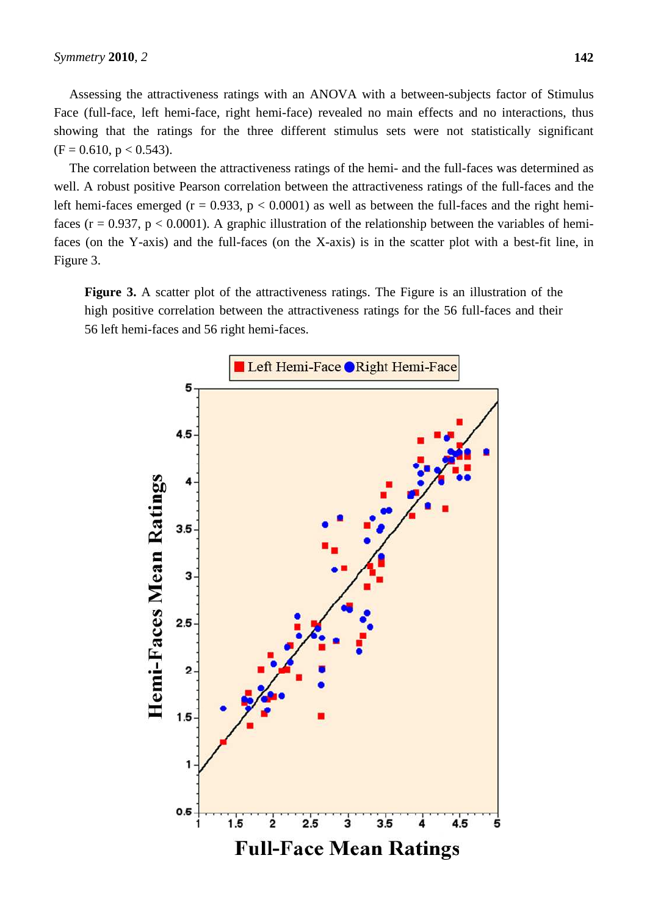Assessing the attractiveness ratings with an ANOVA with a between-subjects factor of Stimulus Face (full-face, left hemi-face, right hemi-face) revealed no main effects and no interactions, thus showing that the ratings for the three different stimulus sets were not statistically significant ($F = 0.610$, $p < 0.543$).

The correlation between the attractiveness ratings of the hemi- and the full-faces was determined as well. A robust positive Pearson correlation between the attractiveness ratings of the full-faces and the left hemi-faces emerged ($r = 0.933$, $p < 0.0001$) as well as between the full-faces and the right hemi-faces ($r = 0.937$, $p < 0.0001$). A graphic illustration of the relationship between the variables of hemi-faces (on the Y-axis) and the full-faces (on the X-axis) is in the scatter plot with a best-fit line, in Figure 3.

**Figure 3.** A scatter plot of the attractiveness ratings. The Figure is an illustration of the high positive correlation between the attractiveness ratings for the 56 full-faces and their 56 left hemi-faces and 56 right hemi-faces.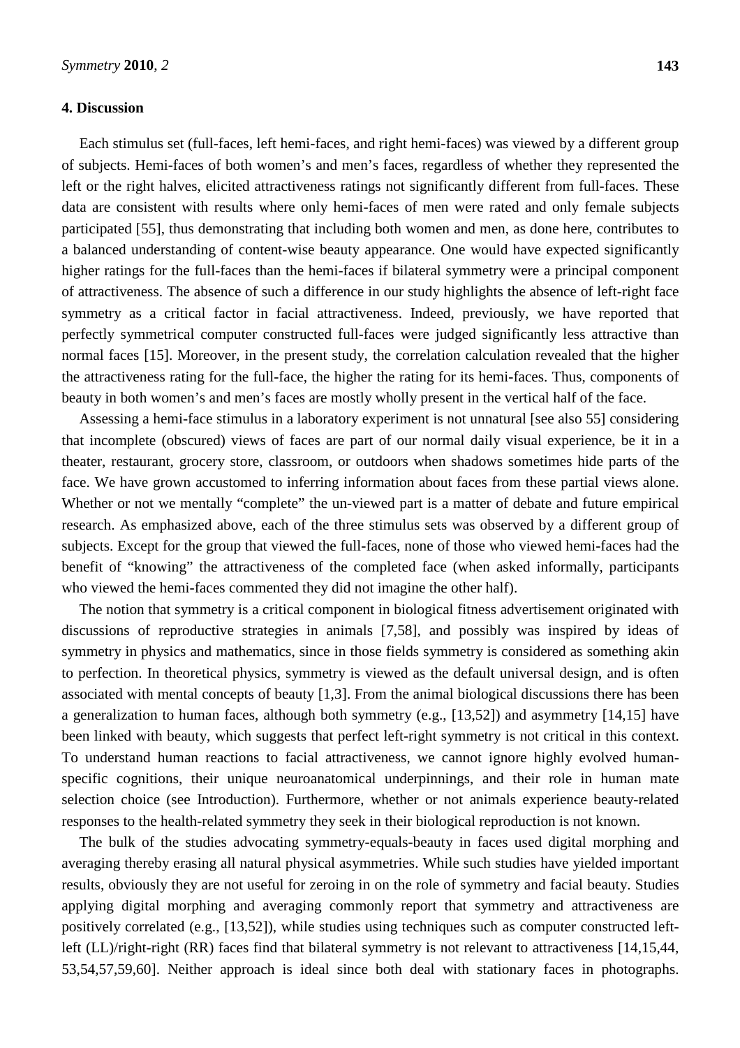## 4. Discussion

Each stimulus set (full-faces, left hemi-faces, and right hemi-faces) was viewed by a different group of subjects. Hemi-faces of both women's and men's faces, regardless of whether they represented the left or the right halves, elicited attractiveness ratings not significantly different from full-faces. These data are consistent with results where only hemi-faces of men were rated and only female subjects participated [55], thus demonstrating that including both women and men, as done here, contributes to a balanced understanding of content-wise beauty appearance. One would have expected significantly higher ratings for the full-faces than the hemi-faces if bilateral symmetry were a principal component of attractiveness. The absence of such a difference in our study highlights the absence of left-right face symmetry as a critical factor in facial attractiveness. Indeed, previously, we have reported that perfectly symmetrical computer constructed full-faces were judged significantly less attractive than normal faces [15]. Moreover, in the present study, the correlation calculation revealed that the higher the attractiveness rating for the full-face, the higher the rating for its hemi-faces. Thus, components of beauty in both women's and men's faces are mostly wholly present in the vertical half of the face.

Assessing a hemi-face stimulus in a laboratory experiment is not unnatural [see also 55] considering that incomplete (obscured) views of faces are part of our normal daily visual experience, be it in a theater, restaurant, grocery store, classroom, or outdoors when shadows sometimes hide parts of the face. We have grown accustomed to inferring information about faces from these partial views alone. Whether or not we mentally "complete" the un-viewed part is a matter of debate and future empirical research. As emphasized above, each of the three stimulus sets was observed by a different group of subjects. Except for the group that viewed the full-faces, none of those who viewed hemi-faces had the benefit of "knowing" the attractiveness of the completed face (when asked informally, participants who viewed the hemi-faces commented they did not imagine the other half).

The notion that symmetry is a critical component in biological fitness advertisement originated with discussions of reproductive strategies in animals [7,58], and possibly was inspired by ideas of symmetry in physics and mathematics, since in those fields symmetry is considered as something akin to perfection. In theoretical physics, symmetry is viewed as the default universal design, and is often associated with mental concepts of beauty [1,3]. From the animal biological discussions there has been a generalization to human faces, although both symmetry (e.g., [13,52]) and asymmetry [14,15] have been linked with beauty, which suggests that perfect left-right symmetry is not critical in this context. To understand human reactions to facial attractiveness, we cannot ignore highly evolved human-specific cognitions, their unique neuroanatomical underpinnings, and their role in human mate selection choice (see Introduction). Furthermore, whether or not animals experience beauty-related responses to the health-related symmetry they seek in their biological reproduction is not known.

The bulk of the studies advocating symmetry-equals-beauty in faces used digital morphing and averaging thereby erasing all natural physical asymmetries. While such studies have yielded important results, obviously they are not useful for zeroing in on the role of symmetry and facial beauty. Studies applying digital morphing and averaging commonly report that symmetry and attractiveness are positively correlated (e.g., [13,52]), while studies using techniques such as computer constructed left-left (LL)/right-right (RR) faces find that bilateral symmetry is not relevant to attractiveness [14,15,44, 53,54,57,59,60]. Neither approach is ideal since both deal with stationary faces in photographs.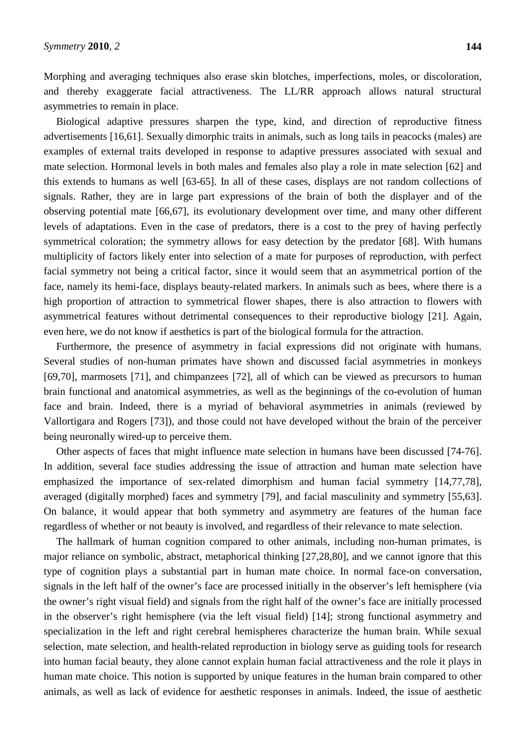Morphing and averaging techniques also erase skin blotches, imperfections, moles, or discoloration, and thereby exaggerate facial attractiveness. The LL/RR approach allows natural structural asymmetries to remain in place.

Biological adaptive pressures sharpen the type, kind, and direction of reproductive fitness advertisements [16,61]. Sexually dimorphic traits in animals, such as long tails in peacocks (males) are examples of external traits developed in response to adaptive pressures associated with sexual and mate selection. Hormonal levels in both males and females also play a role in mate selection [62] and this extends to humans as well [63-65]. In all of these cases, displays are not random collections of signals. Rather, they are in large part expressions of the brain of both the displayer and of the observing potential mate [66,67], its evolutionary development over time, and many other different levels of adaptations. Even in the case of predators, there is a cost to the prey of having perfectly symmetrical coloration; the symmetry allows for easy detection by the predator [68]. With humans multiplicity of factors likely enter into selection of a mate for purposes of reproduction, with perfect facial symmetry not being a critical factor, since it would seem that an asymmetrical portion of the face, namely its hemi-face, displays beauty-related markers. In animals such as bees, where there is a high proportion of attraction to symmetrical flower shapes, there is also attraction to flowers with asymmetrical features without detrimental consequences to their reproductive biology [21]. Again, even here, we do not know if aesthetics is part of the biological formula for the attraction.

Furthermore, the presence of asymmetry in facial expressions did not originate with humans. Several studies of non-human primates have shown and discussed facial asymmetries in monkeys [69,70], marmosets [71], and chimpanzees [72], all of which can be viewed as precursors to human brain functional and anatomical asymmetries, as well as the beginnings of the co-evolution of human face and brain. Indeed, there is a myriad of behavioral asymmetries in animals (reviewed by Vallortigara and Rogers [73]), and those could not have developed without the brain of the perceiver being neuronally wired-up to perceive them.

Other aspects of faces that might influence mate selection in humans have been discussed [74-76]. In addition, several face studies addressing the issue of attraction and human mate selection have emphasized the importance of sex-related dimorphism and human facial symmetry [14,77,78], averaged (digitally morphed) faces and symmetry [79], and facial masculinity and symmetry [55,63]. On balance, it would appear that both symmetry and asymmetry are features of the human face regardless of whether or not beauty is involved, and regardless of their relevance to mate selection.

The hallmark of human cognition compared to other animals, including non-human primates, is major reliance on symbolic, abstract, metaphorical thinking [27,28,80], and we cannot ignore that this type of cognition plays a substantial part in human mate choice. In normal face-on conversation, signals in the left half of the owner's face are processed initially in the observer's left hemisphere (via the owner's right visual field) and signals from the right half of the owner's face are initially processed in the observer's right hemisphere (via the left visual field) [14]; strong functional asymmetry and specialization in the left and right cerebral hemispheres characterize the human brain. While sexual selection, mate selection, and health-related reproduction in biology serve as guiding tools for research into human facial beauty, they alone cannot explain human facial attractiveness and the role it plays in human mate choice. This notion is supported by unique features in the human brain compared to other animals, as well as lack of evidence for aesthetic responses in animals. Indeed, the issue of aesthetic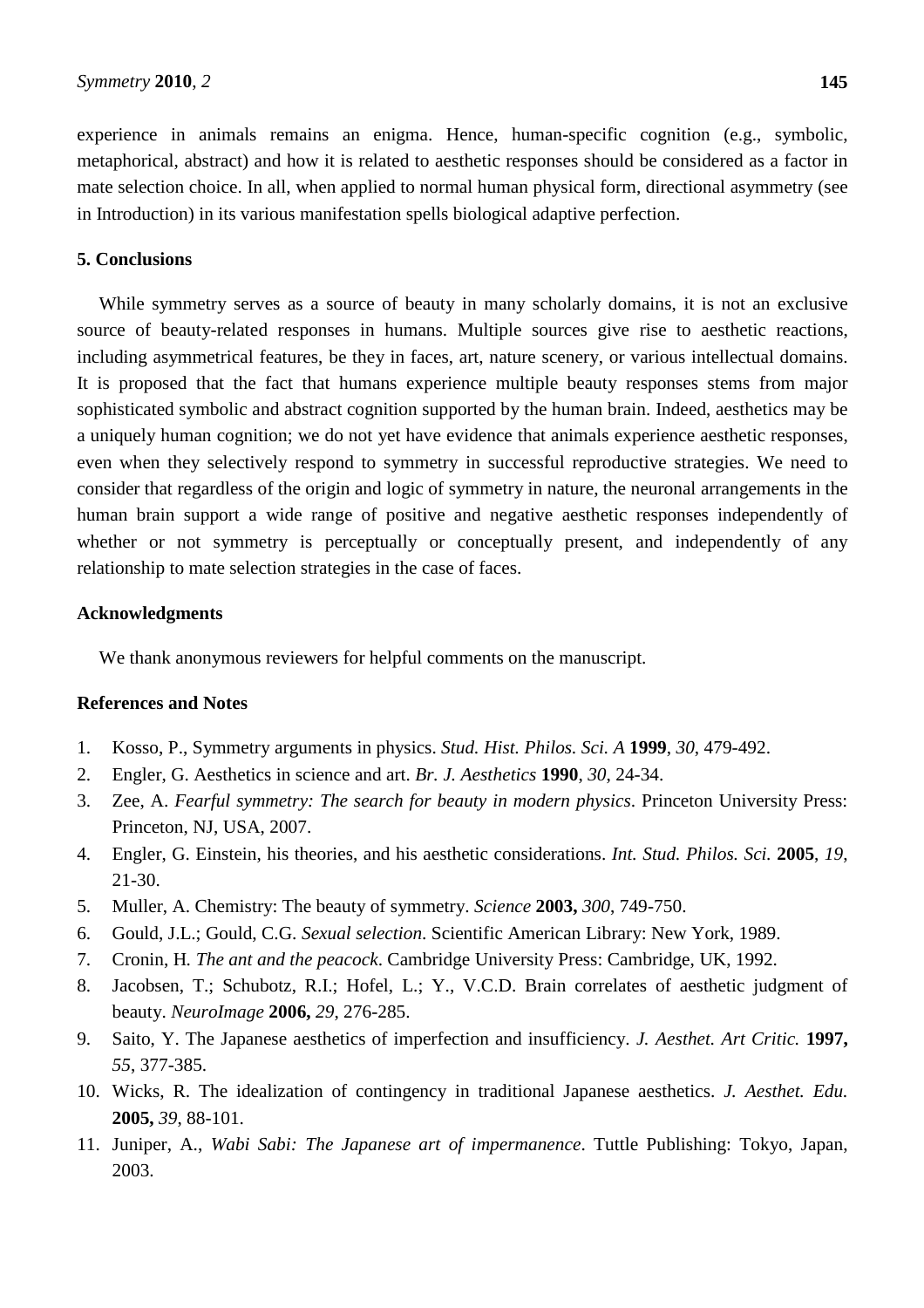experience in animals remains an enigma. Hence, human-specific cognition (e.g., symbolic, metaphorical, abstract) and how it is related to aesthetic responses should be considered as a factor in mate selection choice. In all, when applied to normal human physical form, directional asymmetry (see in Introduction) in its various manifestation spells biological adaptive perfection.

## 5. Conclusions

While symmetry serves as a source of beauty in many scholarly domains, it is not an exclusive source of beauty-related responses in humans. Multiple sources give rise to aesthetic reactions, including asymmetrical features, be they in faces, art, nature scenery, or various intellectual domains. It is proposed that the fact that humans experience multiple beauty responses stems from major sophisticated symbolic and abstract cognition supported by the human brain. Indeed, aesthetics may be a uniquely human cognition; we do not yet have evidence that animals experience aesthetic responses, even when they selectively respond to symmetry in successful reproductive strategies. We need to consider that regardless of the origin and logic of symmetry in nature, the neuronal arrangements in the human brain support a wide range of positive and negative aesthetic responses independently of whether or not symmetry is perceptually or conceptually present, and independently of any relationship to mate selection strategies in the case of faces.

## Acknowledgments

We thank anonymous reviewers for helpful comments on the manuscript.

## References and Notes

1. Kosso, P., Symmetry arguments in physics. *Stud. Hist. Philos. Sci. A* **1999**, *30*, 479-492.
2. Engler, G. Aesthetics in science and art. *Br. J. Aesthetics* **1990**, *30*, 24-34.
3. Zee, A. *Fearful symmetry: The search for beauty in modern physics*. Princeton University Press: Princeton, NJ, USA, 2007.
4. Engler, G. Einstein, his theories, and his aesthetic considerations. *Int. Stud. Philos. Sci.* **2005**, *19*, 21-30.
5. Muller, A. Chemistry: The beauty of symmetry. *Science* **2003,** *300*, 749-750.
6. Gould, J.L.; Gould, C.G. *Sexual selection*. Scientific American Library: New York, 1989.
7. Cronin, H. *The ant and the peacock*. Cambridge University Press: Cambridge, UK, 1992.
8. Jacobsen, T.; Schubotz, R.I.; Hofel, L.; Y., V.C.D. Brain correlates of aesthetic judgment of beauty. *NeuroImage* **2006,** *29*, 276-285.
9. Saito, Y. The Japanese aesthetics of imperfection and insufficiency. *J. Aesthet. Art Critic.* **1997,** *55*, 377-385.
10. Wicks, R. The idealization of contingency in traditional Japanese aesthetics. *J. Aesthet. Edu.* **2005,** *39*, 88-101.
11. Juniper, A., *Wabi Sabi: The Japanese art of impermanence*. Tuttle Publishing: Tokyo, Japan, 2003.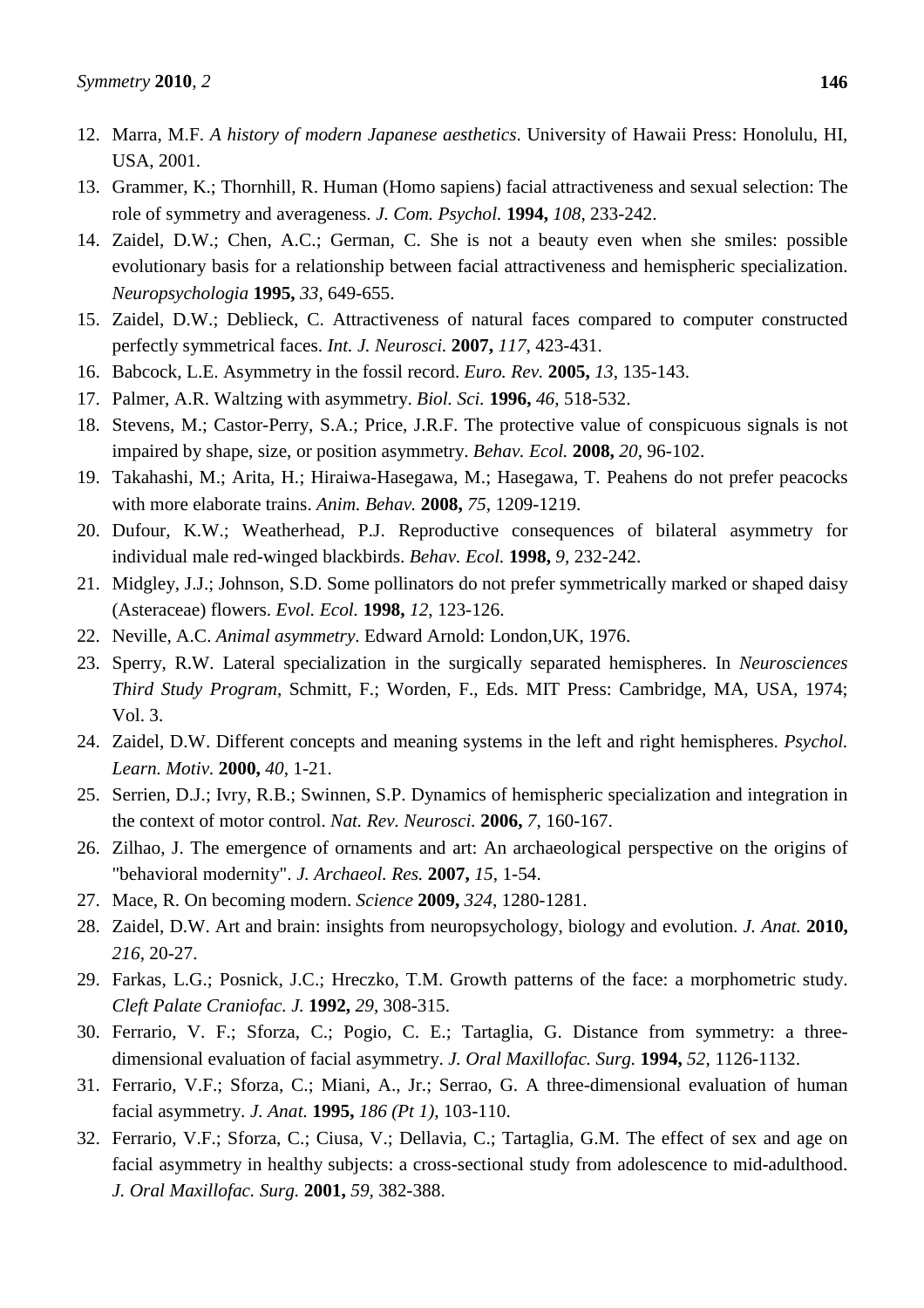12. Marra, M.F. *A history of modern Japanese aesthetics*. University of Hawaii Press: Honolulu, HI, USA, 2001.
13. Grammer, K.; Thornhill, R. Human (Homo sapiens) facial attractiveness and sexual selection: The role of symmetry and averageness. *J. Com. Psychol.* **1994,** *108*, 233-242.
14. Zaidel, D.W.; Chen, A.C.; German, C. She is not a beauty even when she smiles: possible evolutionary basis for a relationship between facial attractiveness and hemispheric specialization. *Neuropsychologia* **1995,** *33*, 649-655.
15. Zaidel, D.W.; Deblieck, C. Attractiveness of natural faces compared to computer constructed perfectly symmetrical faces. *Int. J. Neurosci.* **2007,** *117*, 423-431.
16. Babcock, L.E. Asymmetry in the fossil record. *Euro. Rev.* **2005,** *13*, 135-143.
17. Palmer, A.R. Waltzing with asymmetry. *Biol. Sci.* **1996,** *46*, 518-532.
18. Stevens, M.; Castor-Perry, S.A.; Price, J.R.F. The protective value of conspicuous signals is not impaired by shape, size, or position asymmetry. *Behav. Ecol.* **2008,** *20*, 96-102.
19. Takahashi, M.; Arita, H.; Hiraiwa-Hasegawa, M.; Hasegawa, T. Peahens do not prefer peacocks with more elaborate trains. *Anim. Behav.* **2008,** *75*, 1209-1219.
20. Dufour, K.W.; Weatherhead, P.J. Reproductive consequences of bilateral asymmetry for individual male red-winged blackbirds. *Behav. Ecol.* **1998,** *9*, 232-242.
21. Midgley, J.J.; Johnson, S.D. Some pollinators do not prefer symmetrically marked or shaped daisy (Asteraceae) flowers. *Evol. Ecol.* **1998,** *12*, 123-126.
22. Neville, A.C. *Animal asymmetry*. Edward Arnold: London,UK, 1976.
23. Sperry, R.W. Lateral specialization in the surgically separated hemispheres. In *Neurosciences Third Study Program*, Schmitt, F.; Worden, F., Eds. MIT Press: Cambridge, MA, USA, 1974; Vol. 3.
24. Zaidel, D.W. Different concepts and meaning systems in the left and right hemispheres. *Psychol. Learn. Motiv.* **2000,** *40*, 1-21.
25. Serrien, D.J.; Ivry, R.B.; Swinnen, S.P. Dynamics of hemispheric specialization and integration in the context of motor control. *Nat. Rev. Neurosci.* **2006,** *7*, 160-167.
26. Zilhao, J. The emergence of ornaments and art: An archaeological perspective on the origins of "behavioral modernity". *J. Archaeol. Res.* **2007,** *15*, 1-54.
27. Mace, R. On becoming modern. *Science* **2009,** *324*, 1280-1281.
28. Zaidel, D.W. Art and brain: insights from neuropsychology, biology and evolution. *J. Anat.* **2010,** *216*, 20-27.
29. Farkas, L.G.; Posnick, J.C.; Hreczko, T.M. Growth patterns of the face: a morphometric study. *Cleft Palate Craniofac. J.* **1992,** *29*, 308-315.
30. Ferrario, V. F.; Sforza, C.; Pogio, C. E.; Tartaglia, G. Distance from symmetry: a three-dimensional evaluation of facial asymmetry. *J. Oral Maxillofac. Surg.* **1994,** *52*, 1126-1132.
31. Ferrario, V.F.; Sforza, C.; Miani, A., Jr.; Serrao, G. A three-dimensional evaluation of human facial asymmetry. *J. Anat.* **1995,** *186 (Pt 1)*, 103-110.
32. Ferrario, V.F.; Sforza, C.; Ciusa, V.; Dellavia, C.; Tartaglia, G.M. The effect of sex and age on facial asymmetry in healthy subjects: a cross-sectional study from adolescence to mid-adulthood. *J. Oral Maxillofac. Surg.* **2001,** *59*, 382-388.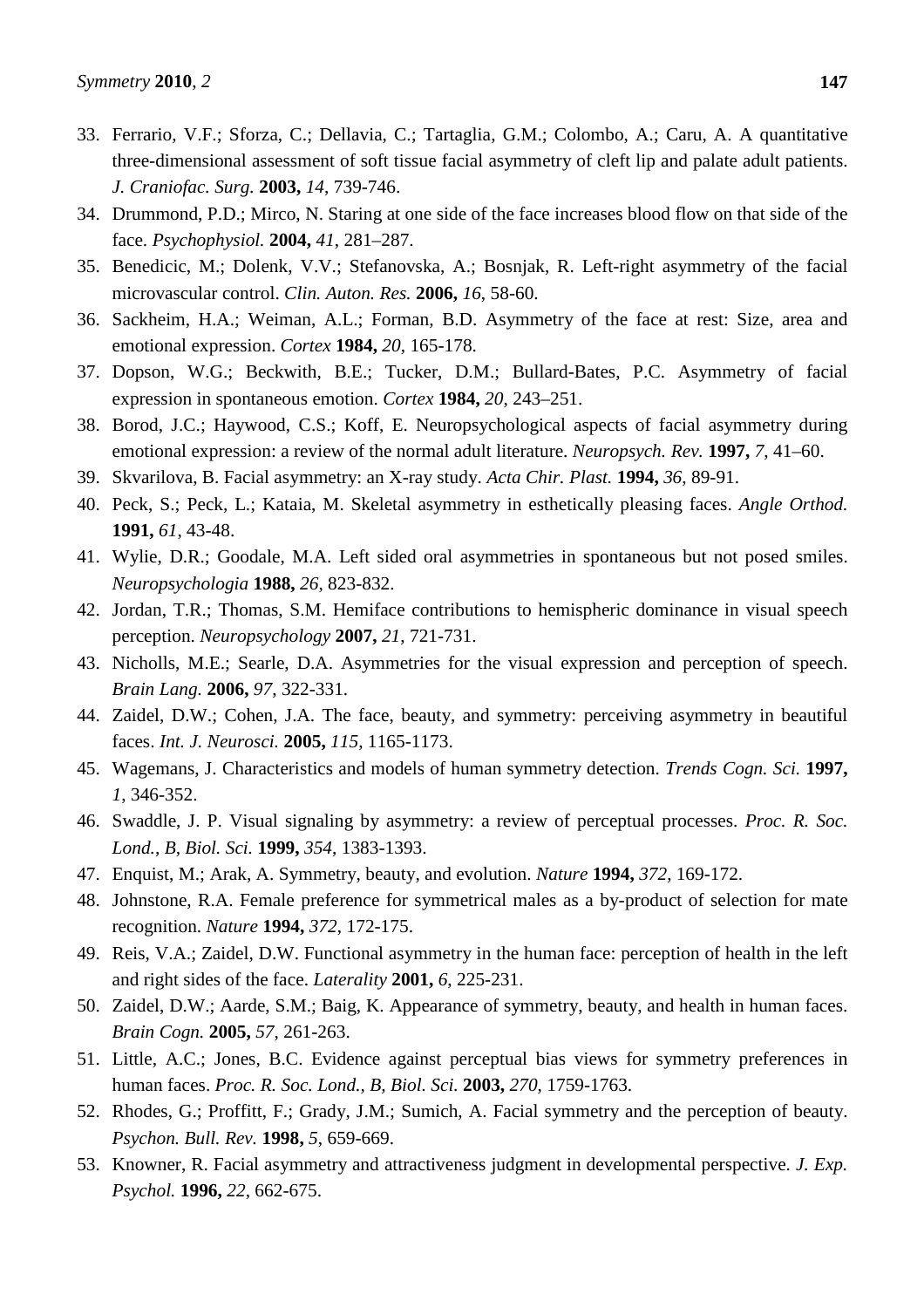33. Ferrario, V.F.; Sforza, C.; Dellavia, C.; Tartaglia, G.M.; Colombo, A.; Caru, A. A quantitative three-dimensional assessment of soft tissue facial asymmetry of cleft lip and palate adult patients. *J. Craniofac. Surg.* **2003,** *14*, 739-746.
34. Drummond, P.D.; Mirco, N. Staring at one side of the face increases blood flow on that side of the face. *Psychophysiol.* **2004,** *41*, 281–287.
35. Benedicic, M.; Dolenk, V.V.; Stefanovska, A.; Bosnjak, R. Left-right asymmetry of the facial microvascular control. *Clin. Auton. Res.* **2006,** *16*, 58-60.
36. Sackheim, H.A.; Weiman, A.L.; Forman, B.D. Asymmetry of the face at rest: Size, area and emotional expression. *Cortex* **1984,** *20*, 165-178.
37. Dopson, W.G.; Beckwith, B.E.; Tucker, D.M.; Bullard-Bates, P.C. Asymmetry of facial expression in spontaneous emotion. *Cortex* **1984,** *20*, 243–251.
38. Borod, J.C.; Haywood, C.S.; Koff, E. Neuropsychological aspects of facial asymmetry during emotional expression: a review of the normal adult literature. *Neuropsych. Rev.* **1997,** *7*, 41–60.
39. Skvarilova, B. Facial asymmetry: an X-ray study. *Acta Chir. Plast.* **1994,** *36*, 89-91.
40. Peck, S.; Peck, L.; Kataia, M. Skeletal asymmetry in esthetically pleasing faces. *Angle Orthod.* **1991,** *61*, 43-48.
41. Wylie, D.R.; Goodale, M.A. Left sided oral asymmetries in spontaneous but not posed smiles. *Neuropsychologia* **1988,** *26*, 823-832.
42. Jordan, T.R.; Thomas, S.M. Hemiface contributions to hemispheric dominance in visual speech perception. *Neuropsychology* **2007,** *21*, 721-731.
43. Nicholls, M.E.; Searle, D.A. Asymmetries for the visual expression and perception of speech. *Brain Lang.* **2006,** *97*, 322-331.
44. Zaidel, D.W.; Cohen, J.A. The face, beauty, and symmetry: perceiving asymmetry in beautiful faces. *Int. J. Neurosci.* **2005,** *115*, 1165-1173.
45. Wagemans, J. Characteristics and models of human symmetry detection. *Trends Cogn. Sci.* **1997,** *1*, 346-352.
46. Swaddle, J. P. Visual signaling by asymmetry: a review of perceptual processes. *Proc. R. Soc. Lond., B, Biol. Sci.* **1999,** *354*, 1383-1393.
47. Enquist, M.; Arak, A. Symmetry, beauty, and evolution. *Nature* **1994,** *372*, 169-172.
48. Johnstone, R.A. Female preference for symmetrical males as a by-product of selection for mate recognition. *Nature* **1994,** *372*, 172-175.
49. Reis, V.A.; Zaidel, D.W. Functional asymmetry in the human face: perception of health in the left and right sides of the face. *Laterality* **2001,** *6*, 225-231.
50. Zaidel, D.W.; Aarde, S.M.; Baig, K. Appearance of symmetry, beauty, and health in human faces. *Brain Cogn.* **2005,** *57*, 261-263.
51. Little, A.C.; Jones, B.C. Evidence against perceptual bias views for symmetry preferences in human faces. *Proc. R. Soc. Lond., B, Biol. Sci.* **2003,** *270*, 1759-1763.
52. Rhodes, G.; Proffitt, F.; Grady, J.M.; Sumich, A. Facial symmetry and the perception of beauty. *Psychon. Bull. Rev.* **1998,** *5*, 659-669.
53. Knowner, R. Facial asymmetry and attractiveness judgment in developmental perspective. *J. Exp. Psychol.* **1996,** *22*, 662-675.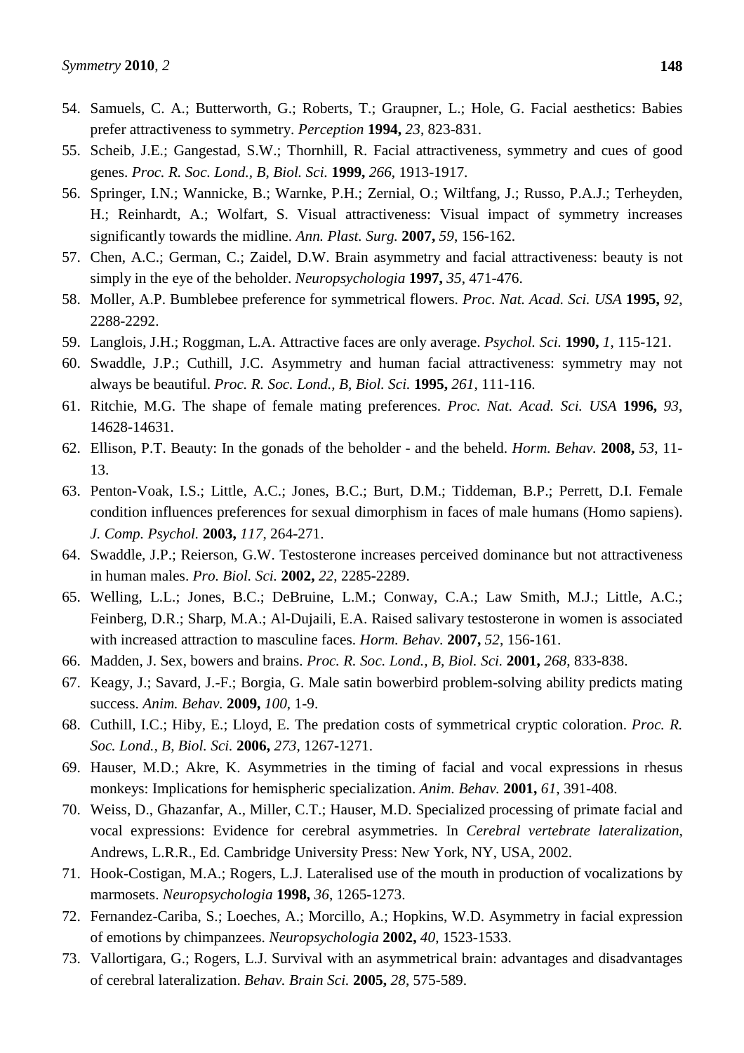54. Samuels, C. A.; Butterworth, G.; Roberts, T.; Graupner, L.; Hole, G. Facial aesthetics: Babies prefer attractiveness to symmetry. *Perception* **1994,** *23*, 823-831.
55. Scheib, J.E.; Gangestad, S.W.; Thornhill, R. Facial attractiveness, symmetry and cues of good genes. *Proc. R. Soc. Lond., B, Biol. Sci.* **1999,** *266*, 1913-1917.
56. Springer, I.N.; Wannicke, B.; Warnke, P.H.; Zernial, O.; Wiltfang, J.; Russo, P.A.J.; Terheyden, H.; Reinhardt, A.; Wolfart, S. Visual attractiveness: Visual impact of symmetry increases significantly towards the midline. *Ann. Plast. Surg.* **2007,** *59*, 156-162.
57. Chen, A.C.; German, C.; Zaidel, D.W. Brain asymmetry and facial attractiveness: beauty is not simply in the eye of the beholder. *Neuropsychologia* **1997,** *35*, 471-476.
58. Moller, A.P. Bumblebee preference for symmetrical flowers. *Proc. Nat. Acad. Sci. USA* **1995,** *92*, 2288-2292.
59. Langlois, J.H.; Roggman, L.A. Attractive faces are only average. *Psychol. Sci.* **1990,** *1*, 115-121.
60. Swaddle, J.P.; Cuthill, J.C. Asymmetry and human facial attractiveness: symmetry may not always be beautiful. *Proc. R. Soc. Lond., B, Biol. Sci.* **1995,** *261*, 111-116.
61. Ritchie, M.G. The shape of female mating preferences. *Proc. Nat. Acad. Sci. USA* **1996,** *93*, 14628-14631.
62. Ellison, P.T. Beauty: In the gonads of the beholder - and the beheld. *Horm. Behav.* **2008,** *53*, 11-13.
63. Penton-Voak, I.S.; Little, A.C.; Jones, B.C.; Burt, D.M.; Tiddeman, B.P.; Perrett, D.I. Female condition influences preferences for sexual dimorphism in faces of male humans (Homo sapiens). *J. Comp. Psychol.* **2003,** *117*, 264-271.
64. Swaddle, J.P.; Reierson, G.W. Testosterone increases perceived dominance but not attractiveness in human males. *Pro. Biol. Sci.* **2002,** *22*, 2285-2289.
65. Welling, L.L.; Jones, B.C.; DeBruine, L.M.; Conway, C.A.; Law Smith, M.J.; Little, A.C.; Feinberg, D.R.; Sharp, M.A.; Al-Dujaili, E.A. Raised salivary testosterone in women is associated with increased attraction to masculine faces. *Horm. Behav.* **2007,** *52*, 156-161.
66. Madden, J. Sex, bowers and brains. *Proc. R. Soc. Lond., B, Biol. Sci.* **2001,** *268*, 833-838.
67. Keagy, J.; Savard, J.-F.; Borgia, G. Male satin bowerbird problem-solving ability predicts mating success. *Anim. Behav.* **2009,** *100*, 1-9.
68. Cuthill, I.C.; Hiby, E.; Lloyd, E. The predation costs of symmetrical cryptic coloration. *Proc. R. Soc. Lond., B, Biol. Sci.* **2006,** *273*, 1267-1271.
69. Hauser, M.D.; Akre, K. Asymmetries in the timing of facial and vocal expressions in rhesus monkeys: Implications for hemispheric specialization. *Anim. Behav.* **2001,** *61*, 391-408.
70. Weiss, D., Ghazanfar, A., Miller, C.T.; Hauser, M.D. Specialized processing of primate facial and vocal expressions: Evidence for cerebral asymmetries. In *Cerebral vertebrate lateralization*, Andrews, L.R.R., Ed. Cambridge University Press: New York, NY, USA, 2002.
71. Hook-Costigan, M.A.; Rogers, L.J. Lateralised use of the mouth in production of vocalizations by marmosets. *Neuropsychologia* **1998,** *36*, 1265-1273.
72. Fernandez-Cariba, S.; Loeches, A.; Morcillo, A.; Hopkins, W.D. Asymmetry in facial expression of emotions by chimpanzees. *Neuropsychologia* **2002,** *40*, 1523-1533.
73. Vallortigara, G.; Rogers, L.J. Survival with an asymmetrical brain: advantages and disadvantages of cerebral lateralization. *Behav. Brain Sci.* **2005,** *28*, 575-589.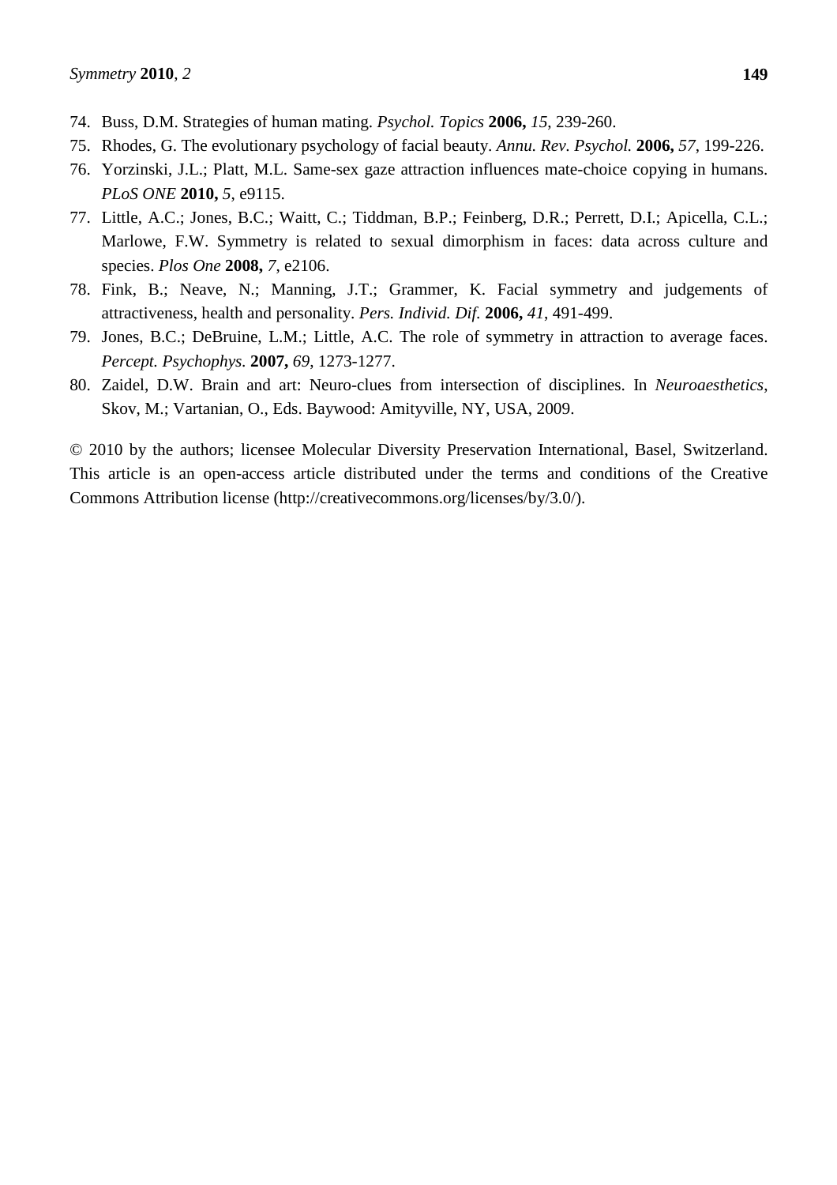74. Buss, D.M. Strategies of human mating. *Psychol. Topics* **2006,** *15*, 239-260.
75. Rhodes, G. The evolutionary psychology of facial beauty. *Annu. Rev. Psychol.* **2006,** *57*, 199-226.
76. Yorzinski, J.L.; Platt, M.L. Same-sex gaze attraction influences mate-choice copying in humans. *PLoS ONE* **2010,** *5*, e9115.
77. Little, A.C.; Jones, B.C.; Waitt, C.; Tiddman, B.P.; Feinberg, D.R.; Perrett, D.I.; Apicella, C.L.; Marlowe, F.W. Symmetry is related to sexual dimorphism in faces: data across culture and species. *Plos One* **2008,** *7*, e2106.
78. Fink, B.; Neave, N.; Manning, J.T.; Grammer, K. Facial symmetry and judgements of attractiveness, health and personality. *Pers. Individ. Dif.* **2006,** *41*, 491-499.
79. Jones, B.C.; DeBruine, L.M.; Little, A.C. The role of symmetry in attraction to average faces. *Percept. Psychophys.* **2007,** *69*, 1273-1277.
80. Zaidel, D.W. Brain and art: Neuro-clues from intersection of disciplines. In *Neuroaesthetics*, Skov, M.; Vartanian, O., Eds. Baywood: Amityville, NY, USA, 2009.

© 2010 by the authors; licensee Molecular Diversity Preservation International, Basel, Switzerland. This article is an open-access article distributed under the terms and conditions of the Creative Commons Attribution license (http://creativecommons.org/licenses/by/3.0/).